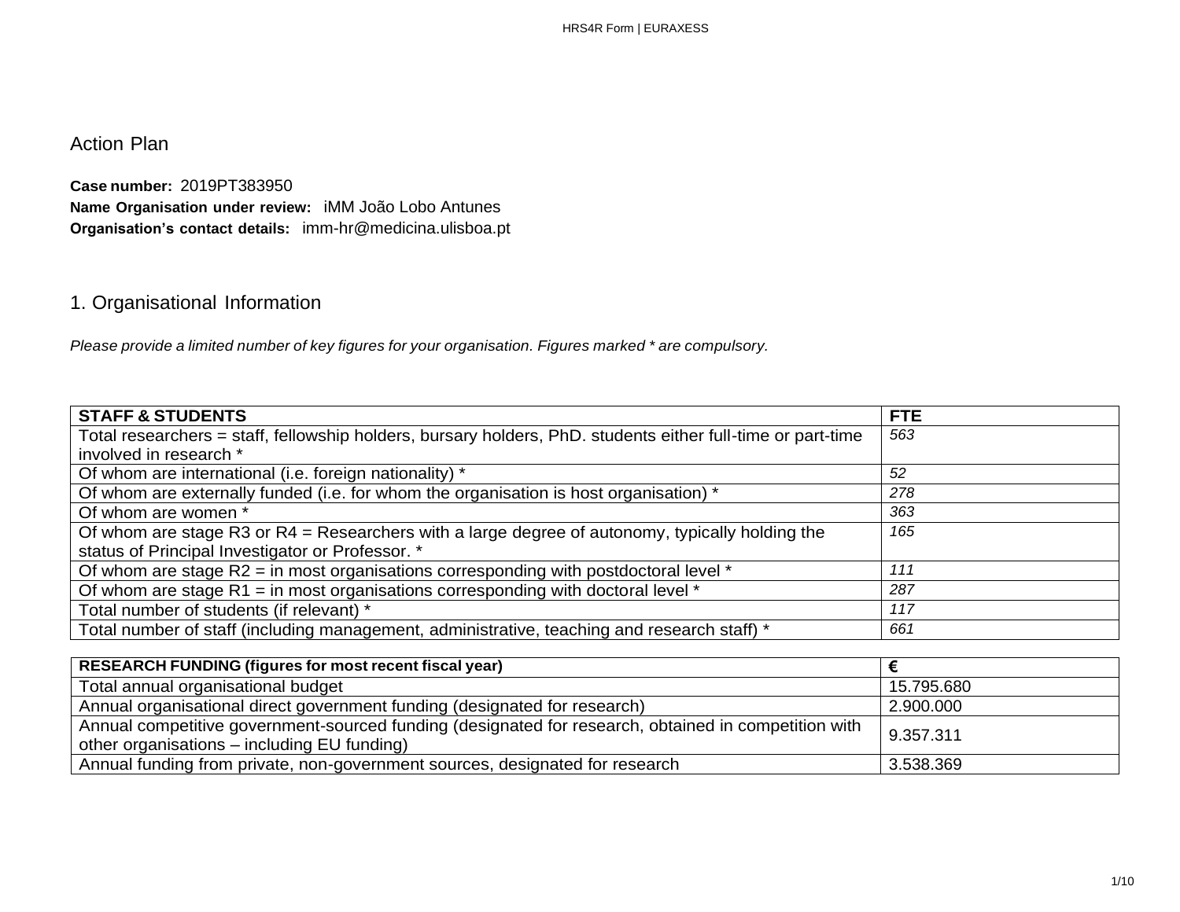# Action Plan

**Case number:** 2019PT383950
**Name Organisation under review:** iMM João Lobo Antunes
**Organisation's contact details:** imm-hr@medicina.ulisboa.pt

## 1. Organisational Information

*Please provide a limited number of key figures for your organisation. Figures marked * are compulsory.*

| STAFF & STUDENTS | FTE |
|---|---|
| Total researchers = staff, fellowship holders, bursary holders, PhD. students either full-time or part-time involved in research * | 563 |
| Of whom are international (i.e. foreign nationality) * | 52 |
| Of whom are externally funded (i.e. for whom the organisation is host organisation) * | 278 |
| Of whom are women * | 363 |
| Of whom are stage R3 or R4 = Researchers with a large degree of autonomy, typically holding the status of Principal Investigator or Professor. * | 165 |
| Of whom are stage R2 = in most organisations corresponding with postdoctoral level * | 111 |
| Of whom are stage R1 = in most organisations corresponding with doctoral level * | 287 |
| Total number of students (if relevant) * | 117 |
| Total number of staff (including management, administrative, teaching and research staff) * | 661 |

| RESEARCH FUNDING (figures for most recent fiscal year) | € |
|---|---|
| Total annual organisational budget | 15.795.680 |
| Annual organisational direct government funding (designated for research) | 2.900.000 |
| Annual competitive government-sourced funding (designated for research, obtained in competition with other organisations – including EU funding) | 9.357.311 |
| Annual funding from private, non-government sources, designated for research | 3.538.369 |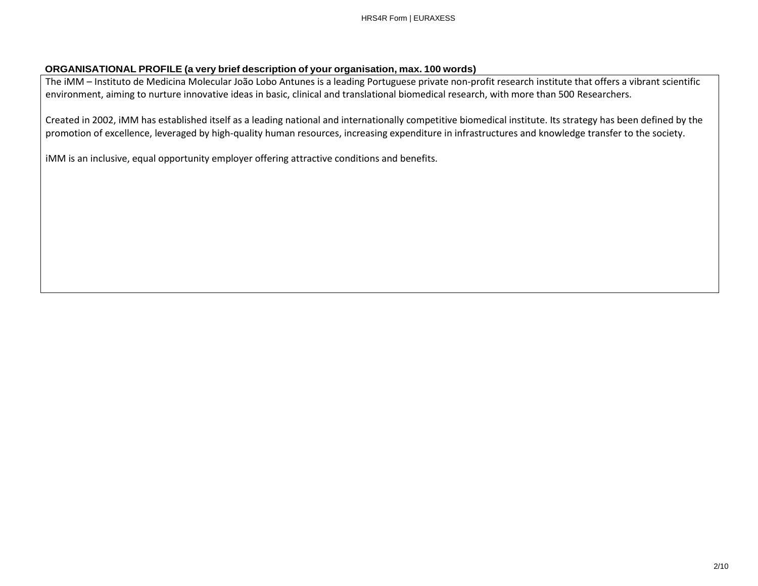**ORGANISATIONAL PROFILE (a very brief description of your organisation, max. 100 words)**

The iMM – Instituto de Medicina Molecular João Lobo Antunes is a leading Portuguese private non-profit research institute that offers a vibrant scientific environment, aiming to nurture innovative ideas in basic, clinical and translational biomedical research, with more than 500 Researchers.

Created in 2002, iMM has established itself as a leading national and internationally competitive biomedical institute. Its strategy has been defined by the promotion of excellence, leveraged by high-quality human resources, increasing expenditure in infrastructures and knowledge transfer to the society.

iMM is an inclusive, equal opportunity employer offering attractive conditions and benefits.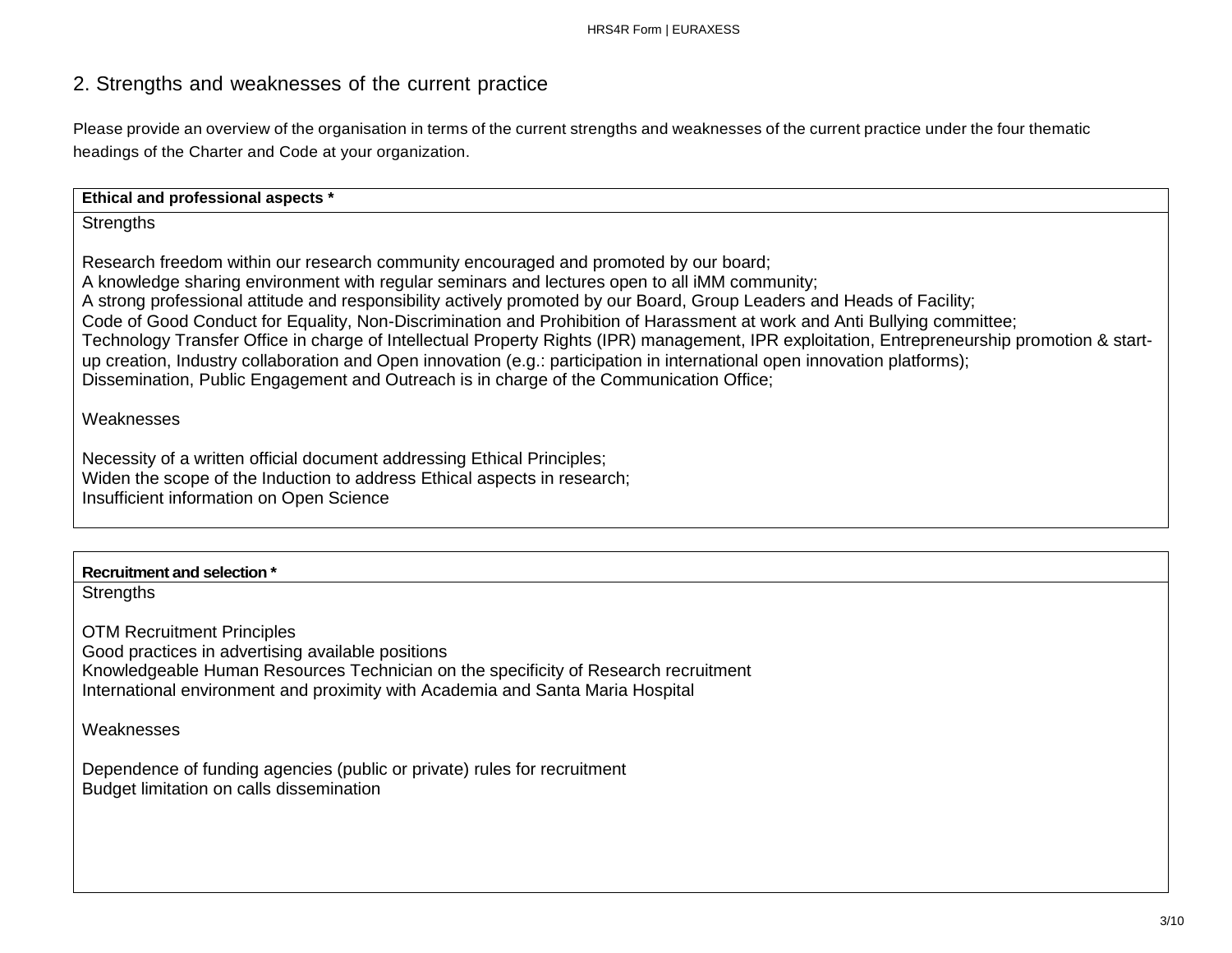## 2. Strengths and weaknesses of the current practice

Please provide an overview of the organisation in terms of the current strengths and weaknesses of the current practice under the four thematic headings of the Charter and Code at your organization.

**Ethical and professional aspects ***

Strengths

Research freedom within our research community encouraged and promoted by our board;
A knowledge sharing environment with regular seminars and lectures open to all iMM community;
A strong professional attitude and responsibility actively promoted by our Board, Group Leaders and Heads of Facility;
Code of Good Conduct for Equality, Non-Discrimination and Prohibition of Harassment at work and Anti Bullying committee;
Technology Transfer Office in charge of Intellectual Property Rights (IPR) management, IPR exploitation, Entrepreneurship promotion & start-up creation, Industry collaboration and Open innovation (e.g.: participation in international open innovation platforms);
Dissemination, Public Engagement and Outreach is in charge of the Communication Office;

Weaknesses

Necessity of a written official document addressing Ethical Principles;
Widen the scope of the Induction to address Ethical aspects in research;
Insufficient information on Open Science

**Recruitment and selection ***

Strengths

OTM Recruitment Principles
Good practices in advertising available positions
Knowledgeable Human Resources Technician on the specificity of Research recruitment
International environment and proximity with Academia and Santa Maria Hospital

Weaknesses

Dependence of funding agencies (public or private) rules for recruitment
Budget limitation on calls dissemination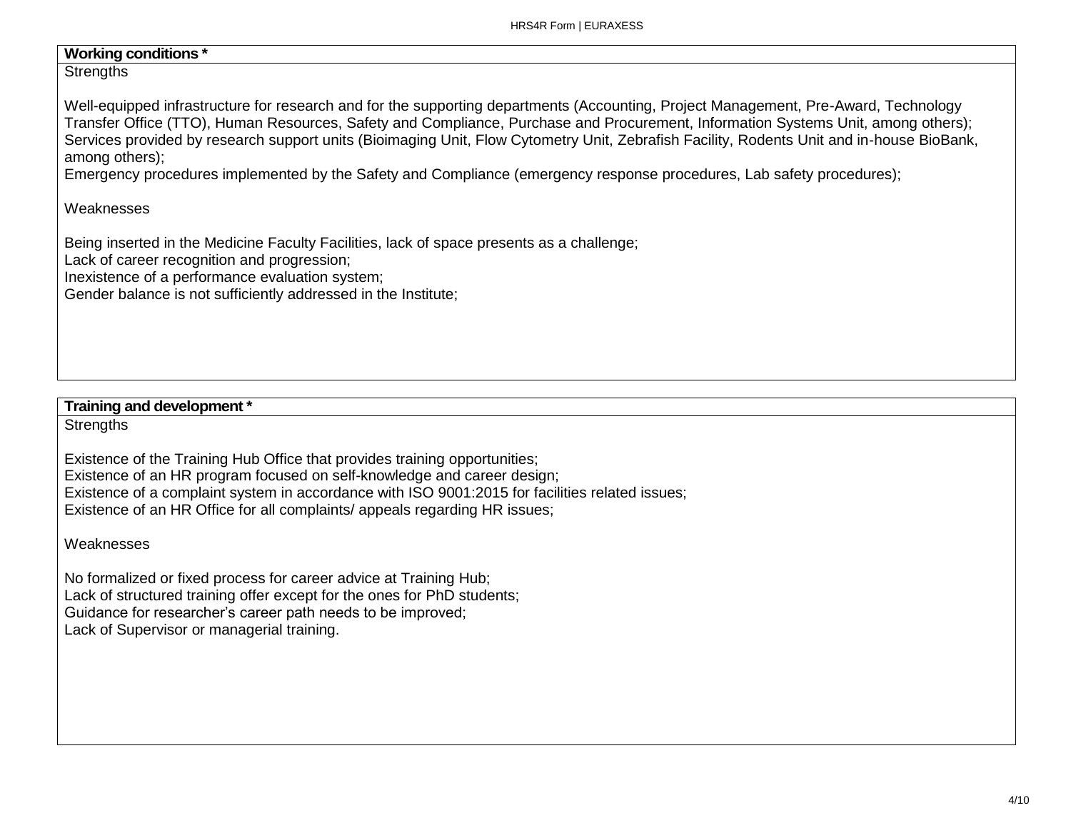**Working conditions ***

Strengths

Well-equipped infrastructure for research and for the supporting departments (Accounting, Project Management, Pre-Award, Technology Transfer Office (TTO), Human Resources, Safety and Compliance, Purchase and Procurement, Information Systems Unit, among others);
Services provided by research support units (Bioimaging Unit, Flow Cytometry Unit, Zebrafish Facility, Rodents Unit and in-house BioBank, among others);
Emergency procedures implemented by the Safety and Compliance (emergency response procedures, Lab safety procedures);

Weaknesses

Being inserted in the Medicine Faculty Facilities, lack of space presents as a challenge;
Lack of career recognition and progression;
Inexistence of a performance evaluation system;
Gender balance is not sufficiently addressed in the Institute;

**Training and development ***

Strengths

Existence of the Training Hub Office that provides training opportunities;
Existence of an HR program focused on self-knowledge and career design;
Existence of a complaint system in accordance with ISO 9001:2015 for facilities related issues;
Existence of an HR Office for all complaints/ appeals regarding HR issues;

Weaknesses

No formalized or fixed process for career advice at Training Hub;
Lack of structured training offer except for the ones for PhD students;
Guidance for researcher's career path needs to be improved;
Lack of Supervisor or managerial training.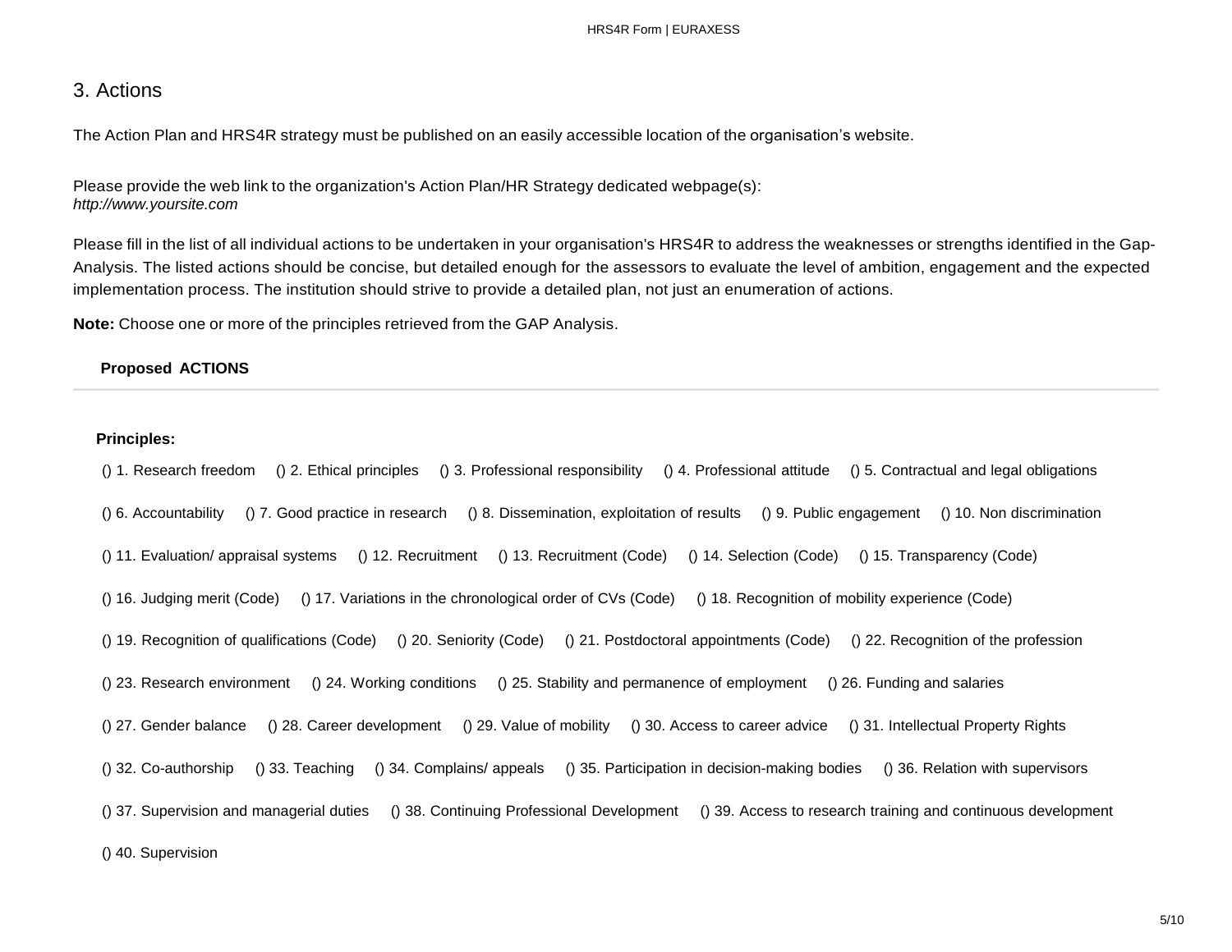## 3. Actions

The Action Plan and HRS4R strategy must be published on an easily accessible location of the organisation's website.

Please provide the web link to the organization's Action Plan/HR Strategy dedicated webpage(s):
*http://www.yoursite.com*

Please fill in the list of all individual actions to be undertaken in your organisation's HRS4R to address the weaknesses or strengths identified in the Gap-Analysis. The listed actions should be concise, but detailed enough for the assessors to evaluate the level of ambition, engagement and the expected implementation process. The institution should strive to provide a detailed plan, not just an enumeration of actions.

**Note:** Choose one or more of the principles retrieved from the GAP Analysis.

**Proposed ACTIONS**

---

**Principles:**

() 1. Research freedom () 2. Ethical principles () 3. Professional responsibility () 4. Professional attitude () 5. Contractual and legal obligations

() 6. Accountability () 7. Good practice in research () 8. Dissemination, exploitation of results () 9. Public engagement () 10. Non discrimination

() 11. Evaluation/ appraisal systems () 12. Recruitment () 13. Recruitment (Code) () 14. Selection (Code) () 15. Transparency (Code)

() 16. Judging merit (Code) () 17. Variations in the chronological order of CVs (Code) () 18. Recognition of mobility experience (Code)

() 19. Recognition of qualifications (Code) () 20. Seniority (Code) () 21. Postdoctoral appointments (Code) () 22. Recognition of the profession

() 23. Research environment () 24. Working conditions () 25. Stability and permanence of employment () 26. Funding and salaries

() 27. Gender balance () 28. Career development () 29. Value of mobility () 30. Access to career advice () 31. Intellectual Property Rights

() 32. Co-authorship () 33. Teaching () 34. Complains/ appeals () 35. Participation in decision-making bodies () 36. Relation with supervisors

() 37. Supervision and managerial duties () 38. Continuing Professional Development () 39. Access to research training and continuous development

() 40. Supervision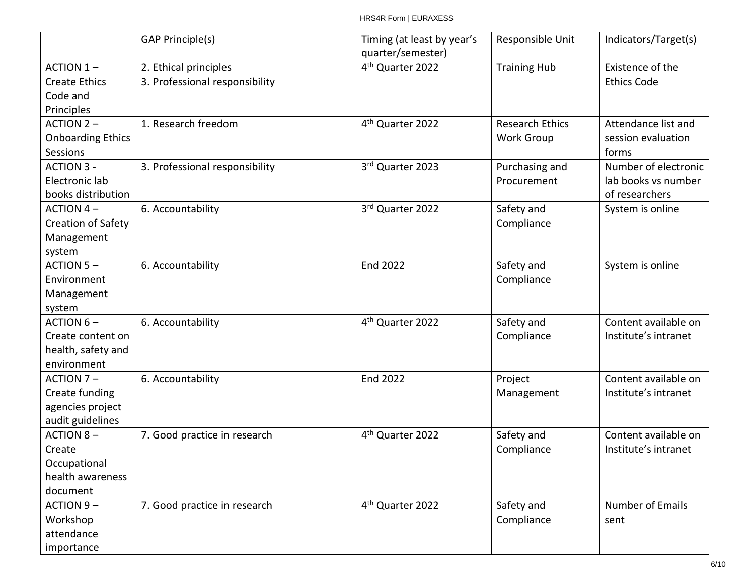| | GAP Principle(s) | Timing (at least by year's quarter/semester) | Responsible Unit | Indicators/Target(s) |
|---|---|---|---|---|
| ACTION 1 – Create Ethics Code and Principles | 2. Ethical principles<br>3. Professional responsibility | 4th Quarter 2022 | Training Hub | Existence of the Ethics Code |
| ACTION 2 – Onboarding Ethics Sessions | 1. Research freedom | 4th Quarter 2022 | Research Ethics Work Group | Attendance list and session evaluation forms |
| ACTION 3 - Electronic lab books distribution | 3. Professional responsibility | 3rd Quarter 2023 | Purchasing and Procurement | Number of electronic lab books vs number of researchers |
| ACTION 4 – Creation of Safety Management system | 6. Accountability | 3rd Quarter 2022 | Safety and Compliance | System is online |
| ACTION 5 – Environment Management system | 6. Accountability | End 2022 | Safety and Compliance | System is online |
| ACTION 6 – Create content on health, safety and environment | 6. Accountability | 4th Quarter 2022 | Safety and Compliance | Content available on Institute's intranet |
| ACTION 7 – Create funding agencies project audit guidelines | 6. Accountability | End 2022 | Project Management | Content available on Institute's intranet |
| ACTION 8 – Create Occupational health awareness document | 7. Good practice in research | 4th Quarter 2022 | Safety and Compliance | Content available on Institute's intranet |
| ACTION 9 – Workshop attendance importance | 7. Good practice in research | 4th Quarter 2022 | Safety and Compliance | Number of Emails sent |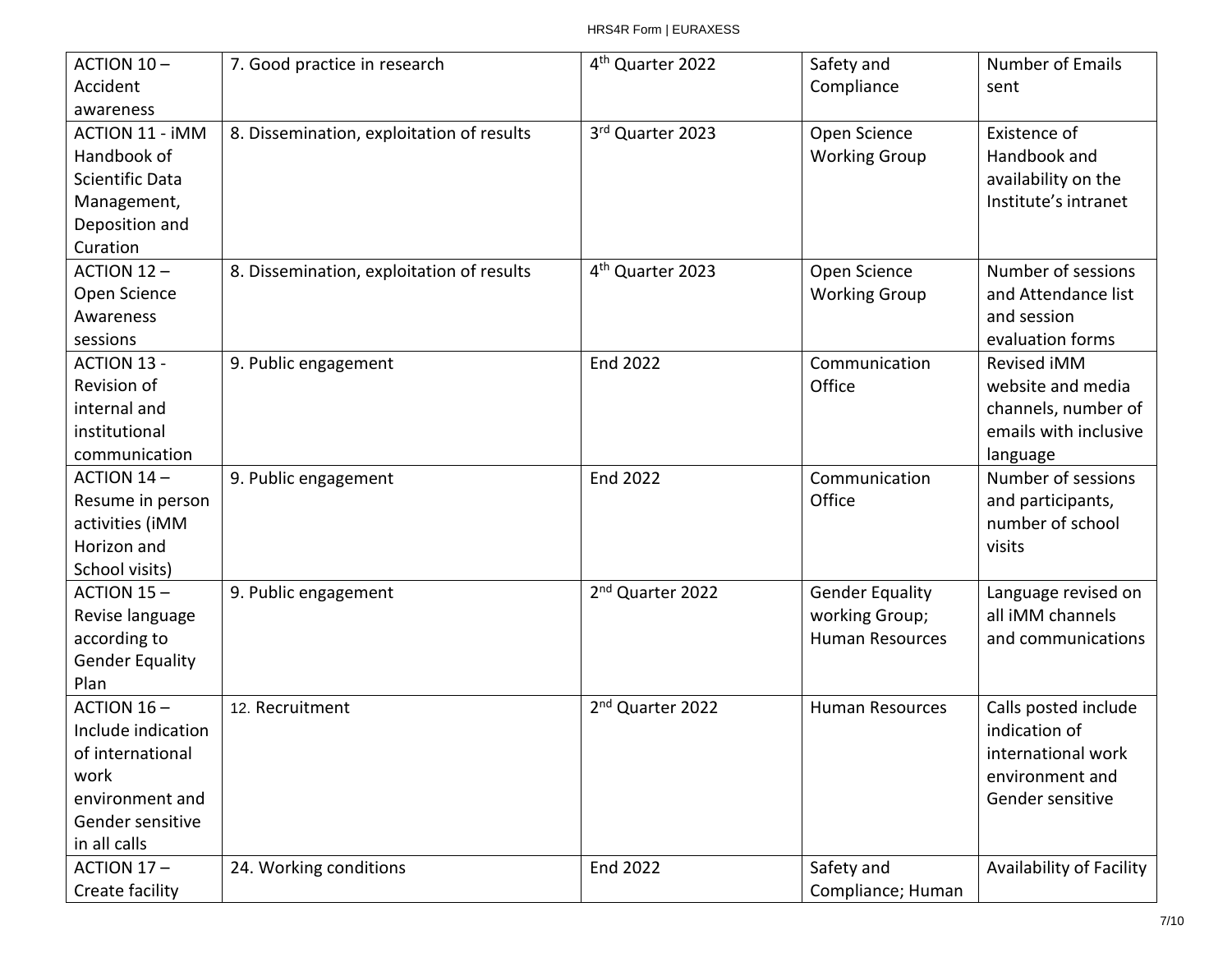| | | | | |
|---|---|---|---|---|
| ACTION 10 – Accident awareness | 7. Good practice in research | 4th Quarter 2022 | Safety and Compliance | Number of Emails sent |
| ACTION 11 - iMM Handbook of Scientific Data Management, Deposition and Curation | 8. Dissemination, exploitation of results | 3rd Quarter 2023 | Open Science Working Group | Existence of Handbook and availability on the Institute's intranet |
| ACTION 12 – Open Science Awareness sessions | 8. Dissemination, exploitation of results | 4th Quarter 2023 | Open Science Working Group | Number of sessions and Attendance list and session evaluation forms |
| ACTION 13 - Revision of internal and institutional communication | 9. Public engagement | End 2022 | Communication Office | Revised iMM website and media channels, number of emails with inclusive language |
| ACTION 14 – Resume in person activities (iMM Horizon and School visits) | 9. Public engagement | End 2022 | Communication Office | Number of sessions and participants, number of school visits |
| ACTION 15 – Revise language according to Gender Equality Plan | 9. Public engagement | 2nd Quarter 2022 | Gender Equality working Group; Human Resources | Language revised on all iMM channels and communications |
| ACTION 16 – Include indication of international work environment and Gender sensitive in all calls | 12. Recruitment | 2nd Quarter 2022 | Human Resources | Calls posted include indication of international work environment and Gender sensitive |
| ACTION 17 – Create facility | 24. Working conditions | End 2022 | Safety and Compliance; Human | Availability of Facility |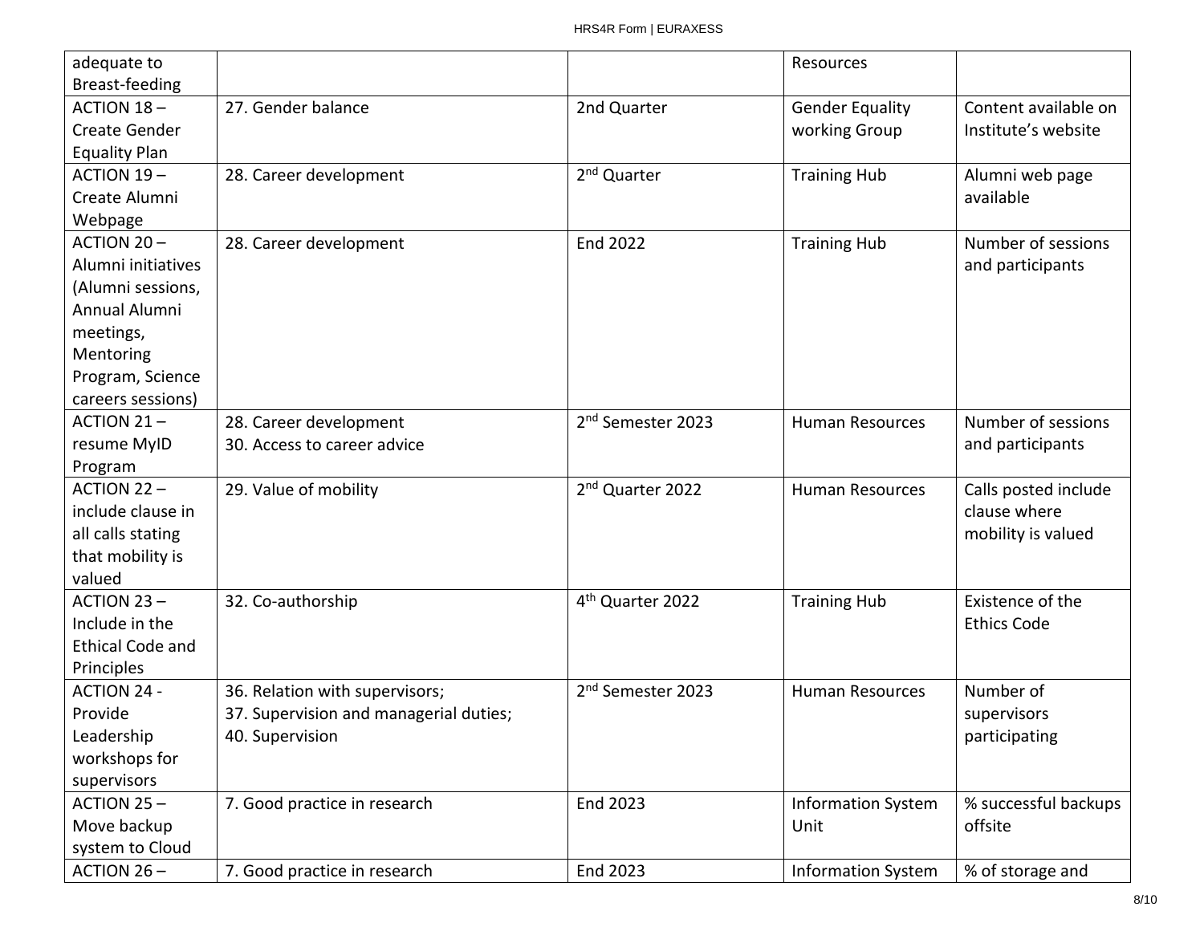| | | | | |
|---|---|---|---|---|
| adequate to Breast-feeding | | | Resources | |
| ACTION 18 – Create Gender Equality Plan | 27. Gender balance | 2nd Quarter | Gender Equality working Group | Content available on Institute's website |
| ACTION 19 – Create Alumni Webpage | 28. Career development | 2nd Quarter | Training Hub | Alumni web page available |
| ACTION 20 – Alumni initiatives (Alumni sessions, Annual Alumni meetings, Mentoring Program, Science careers sessions) | 28. Career development | End 2022 | Training Hub | Number of sessions and participants |
| ACTION 21 – resume MyID Program | 28. Career development<br>30. Access to career advice | 2nd Semester 2023 | Human Resources | Number of sessions and participants |
| ACTION 22 – include clause in all calls stating that mobility is valued | 29. Value of mobility | 2nd Quarter 2022 | Human Resources | Calls posted include clause where mobility is valued |
| ACTION 23 – Include in the Ethical Code and Principles | 32. Co-authorship | 4th Quarter 2022 | Training Hub | Existence of the Ethics Code |
| ACTION 24 - Provide Leadership workshops for supervisors | 36. Relation with supervisors;<br>37. Supervision and managerial duties;<br>40. Supervision | 2nd Semester 2023 | Human Resources | Number of supervisors participating |
| ACTION 25 – Move backup system to Cloud | 7. Good practice in research | End 2023 | Information System Unit | % successful backups offsite |
| ACTION 26 – | 7. Good practice in research | End 2023 | Information System | % of storage and |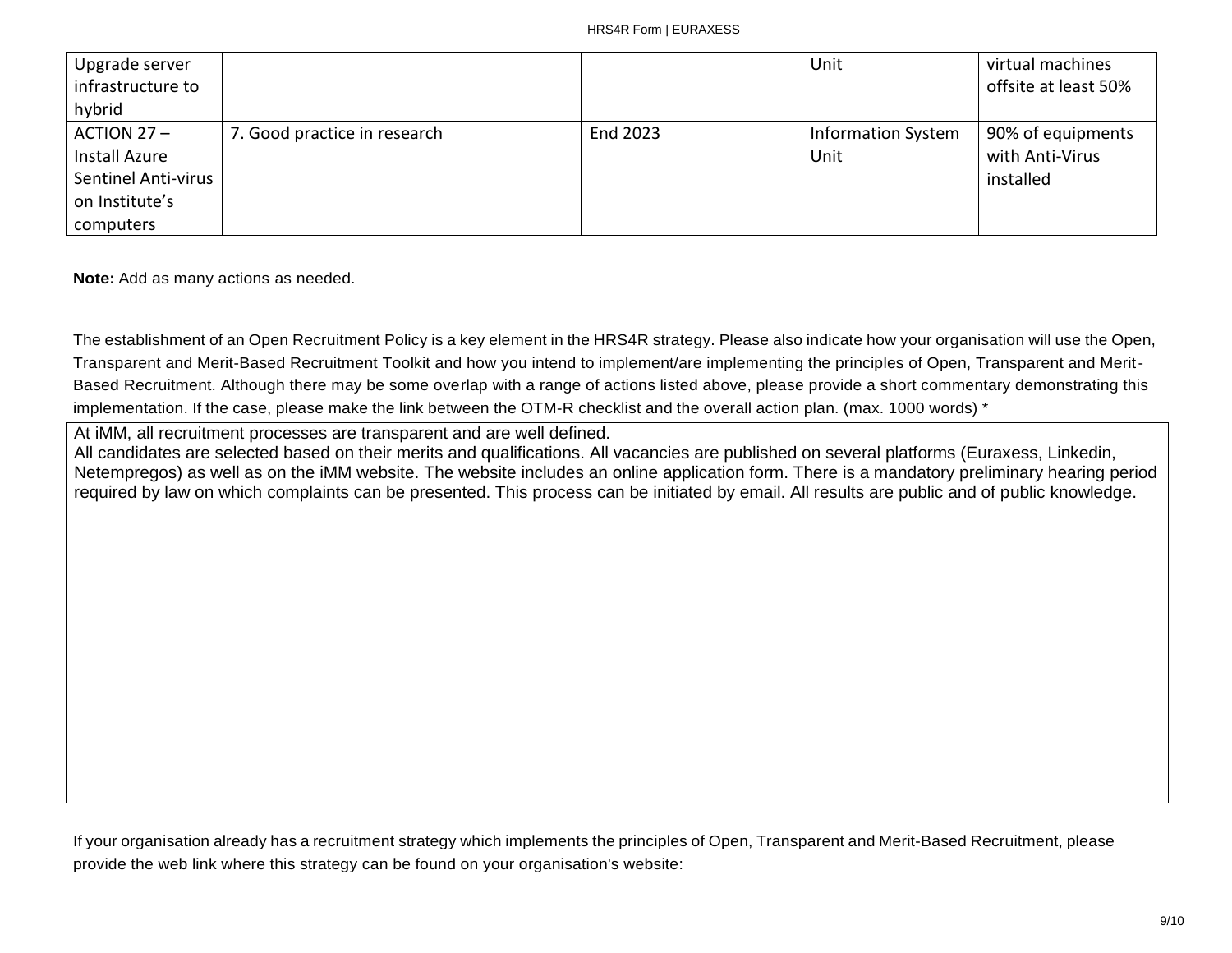| | | | | |
|---|---|---|---|---|
| Upgrade server infrastructure to hybrid | | | Unit | virtual machines offsite at least 50% |
| ACTION 27 – Install Azure Sentinel Anti-virus on Institute's computers | 7. Good practice in research | End 2023 | Information System Unit | 90% of equipments with Anti-Virus installed |

**Note:** Add as many actions as needed.

The establishment of an Open Recruitment Policy is a key element in the HRS4R strategy. Please also indicate how your organisation will use the Open, Transparent and Merit-Based Recruitment Toolkit and how you intend to implement/are implementing the principles of Open, Transparent and Merit-Based Recruitment. Although there may be some overlap with a range of actions listed above, please provide a short commentary demonstrating this implementation. If the case, please make the link between the OTM-R checklist and the overall action plan. (max. 1000 words) *

At iMM, all recruitment processes are transparent and are well defined.
All candidates are selected based on their merits and qualifications. All vacancies are published on several platforms (Euraxess, Linkedin, Netempregos) as well as on the iMM website. The website includes an online application form. There is a mandatory preliminary hearing period required by law on which complaints can be presented. This process can be initiated by email. All results are public and of public knowledge.

If your organisation already has a recruitment strategy which implements the principles of Open, Transparent and Merit-Based Recruitment, please provide the web link where this strategy can be found on your organisation's website: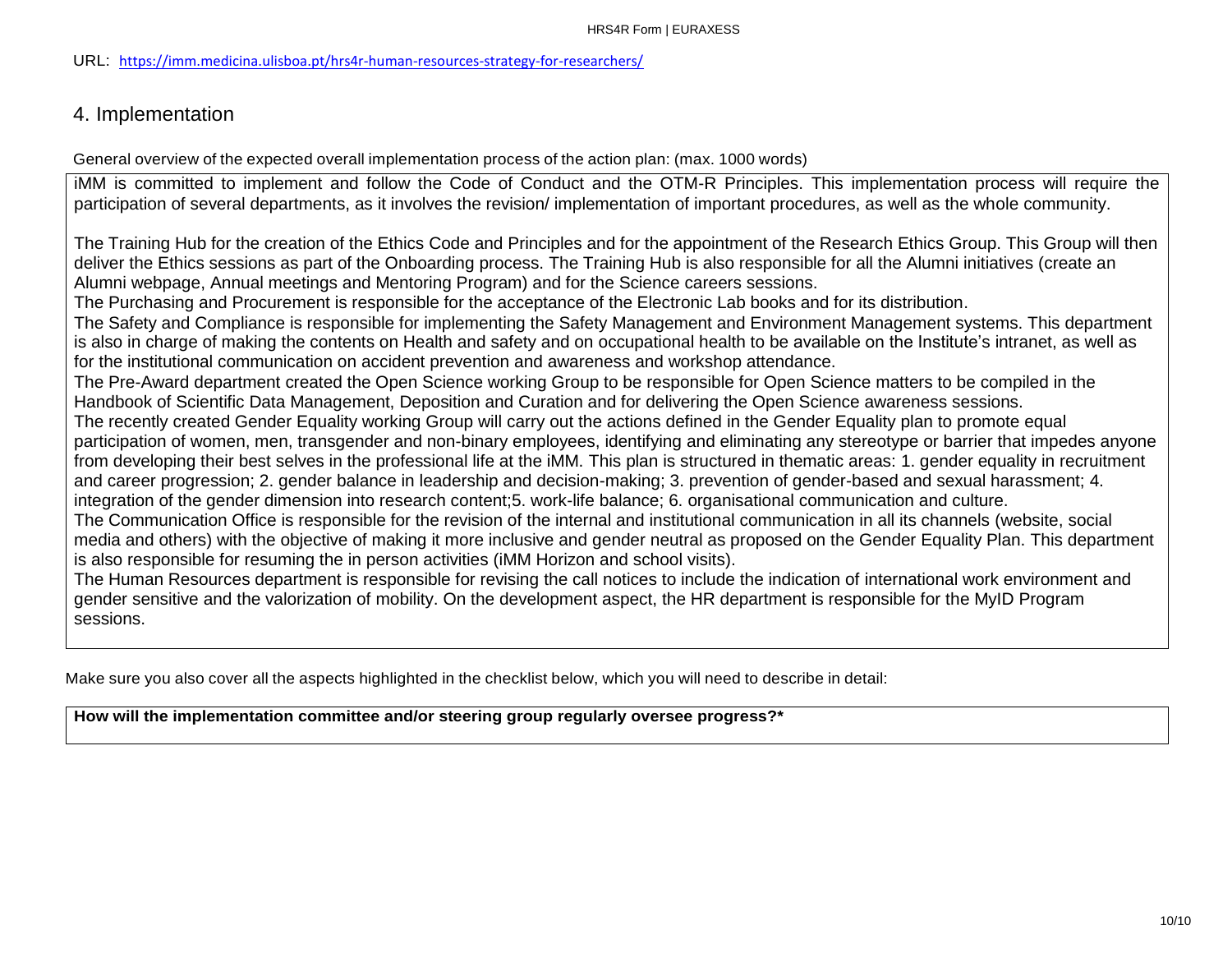URL: https://imm.medicina.ulisboa.pt/hrs4r-human-resources-strategy-for-researchers/

## 4. Implementation

General overview of the expected overall implementation process of the action plan: (max. 1000 words)

iMM is committed to implement and follow the Code of Conduct and the OTM-R Principles. This implementation process will require the participation of several departments, as it involves the revision/ implementation of important procedures, as well as the whole community.

The Training Hub for the creation of the Ethics Code and Principles and for the appointment of the Research Ethics Group. This Group will then deliver the Ethics sessions as part of the Onboarding process. The Training Hub is also responsible for all the Alumni initiatives (create an Alumni webpage, Annual meetings and Mentoring Program) and for the Science careers sessions.
The Purchasing and Procurement is responsible for the acceptance of the Electronic Lab books and for its distribution.
The Safety and Compliance is responsible for implementing the Safety Management and Environment Management systems. This department is also in charge of making the contents on Health and safety and on occupational health to be available on the Institute's intranet, as well as for the institutional communication on accident prevention and awareness and workshop attendance.
The Pre-Award department created the Open Science working Group to be responsible for Open Science matters to be compiled in the Handbook of Scientific Data Management, Deposition and Curation and for delivering the Open Science awareness sessions.
The recently created Gender Equality working Group will carry out the actions defined in the Gender Equality plan to promote equal participation of women, men, transgender and non-binary employees, identifying and eliminating any stereotype or barrier that impedes anyone from developing their best selves in the professional life at the iMM. This plan is structured in thematic areas: 1. gender equality in recruitment and career progression; 2. gender balance in leadership and decision-making; 3. prevention of gender-based and sexual harassment; 4. integration of the gender dimension into research content;5. work-life balance; 6. organisational communication and culture.
The Communication Office is responsible for the revision of the internal and institutional communication in all its channels (website, social media and others) with the objective of making it more inclusive and gender neutral as proposed on the Gender Equality Plan. This department is also responsible for resuming the in person activities (iMM Horizon and school visits).
The Human Resources department is responsible for revising the call notices to include the indication of international work environment and gender sensitive and the valorization of mobility. On the development aspect, the HR department is responsible for the MyID Program sessions.

Make sure you also cover all the aspects highlighted in the checklist below, which you will need to describe in detail:

**How will the implementation committee and/or steering group regularly oversee progress?***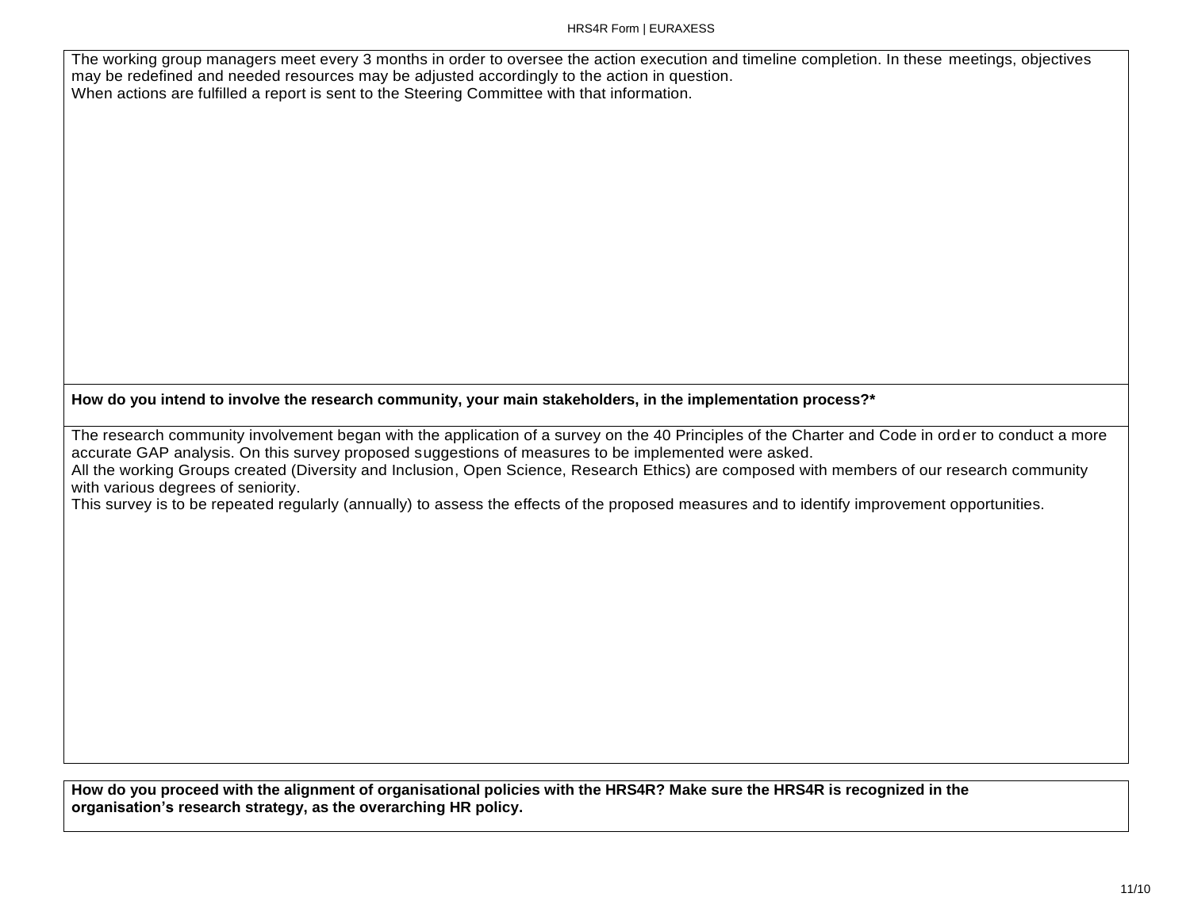The working group managers meet every 3 months in order to oversee the action execution and timeline completion. In these meetings, objectives may be redefined and needed resources may be adjusted accordingly to the action in question.
When actions are fulfilled a report is sent to the Steering Committee with that information.

**How do you intend to involve the research community, your main stakeholders, in the implementation process?***

The research community involvement began with the application of a survey on the 40 Principles of the Charter and Code in order to conduct a more accurate GAP analysis. On this survey proposed suggestions of measures to be implemented were asked.
All the working Groups created (Diversity and Inclusion, Open Science, Research Ethics) are composed with members of our research community with various degrees of seniority.
This survey is to be repeated regularly (annually) to assess the effects of the proposed measures and to identify improvement opportunities.

**How do you proceed with the alignment of organisational policies with the HRS4R? Make sure the HRS4R is recognized in the organisation's research strategy, as the overarching HR policy.**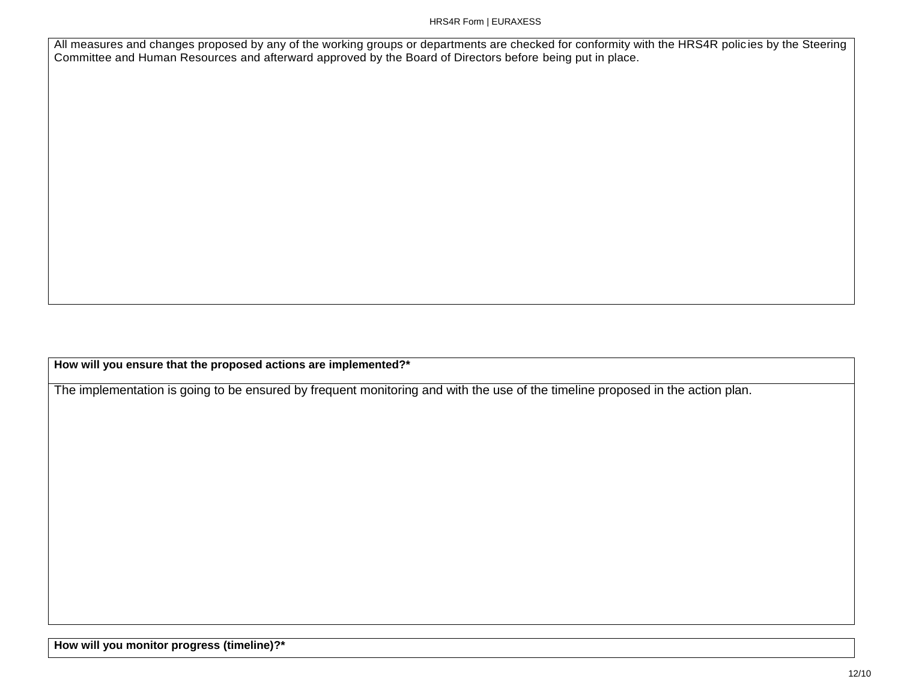All measures and changes proposed by any of the working groups or departments are checked for conformity with the HRS4R policies by the Steering Committee and Human Resources and afterward approved by the Board of Directors before being put in place.

**How will you ensure that the proposed actions are implemented?***

The implementation is going to be ensured by frequent monitoring and with the use of the timeline proposed in the action plan.

**How will you monitor progress (timeline)?***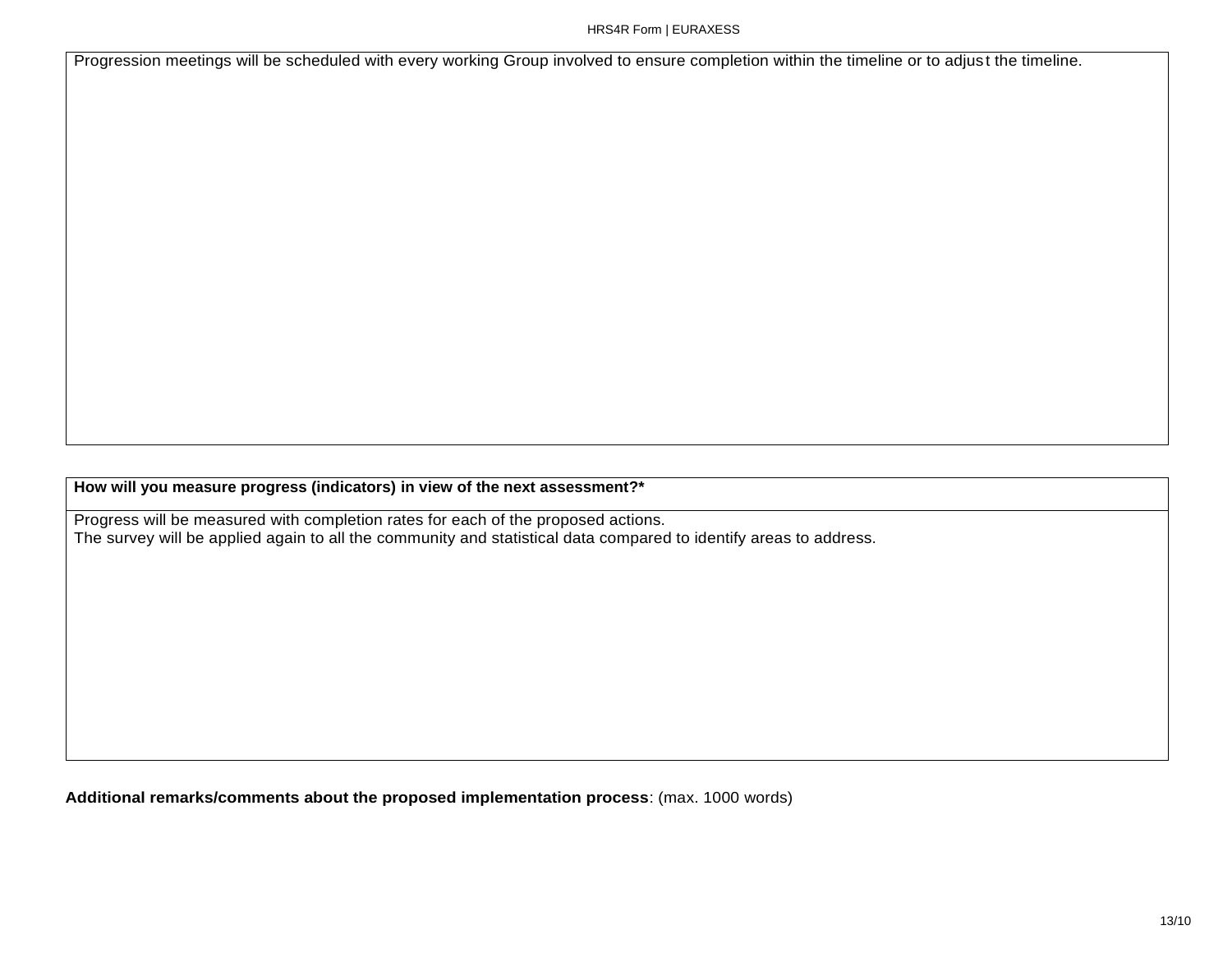Progression meetings will be scheduled with every working Group involved to ensure completion within the timeline or to adjust the timeline.

**How will you measure progress (indicators) in view of the next assessment?***

Progress will be measured with completion rates for each of the proposed actions.
The survey will be applied again to all the community and statistical data compared to identify areas to address.

**Additional remarks/comments about the proposed implementation process**: (max. 1000 words)